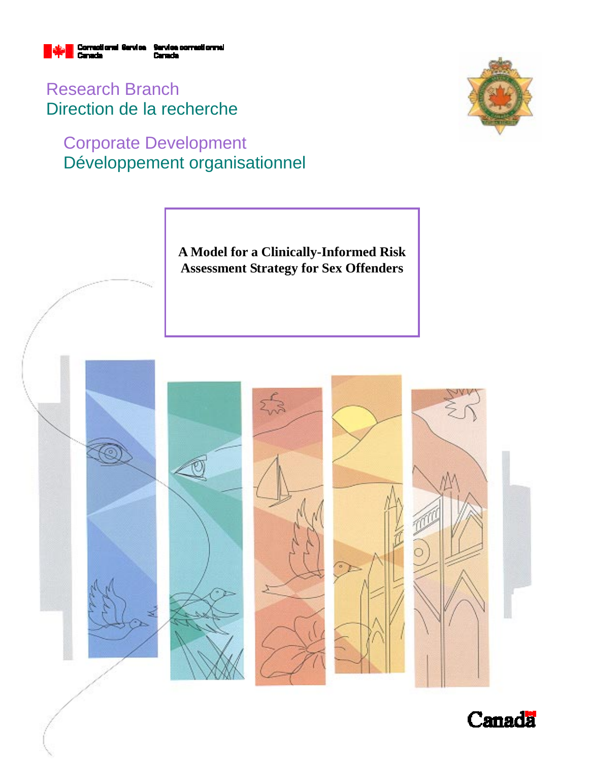Correctional Service Canada | Service correctionnel Canada

Research Branch
Direction de la recherche

Corporate Development
Développement organisationnel

# A Model for a Clinically-Informed Risk Assessment Strategy for Sex Offenders

Canada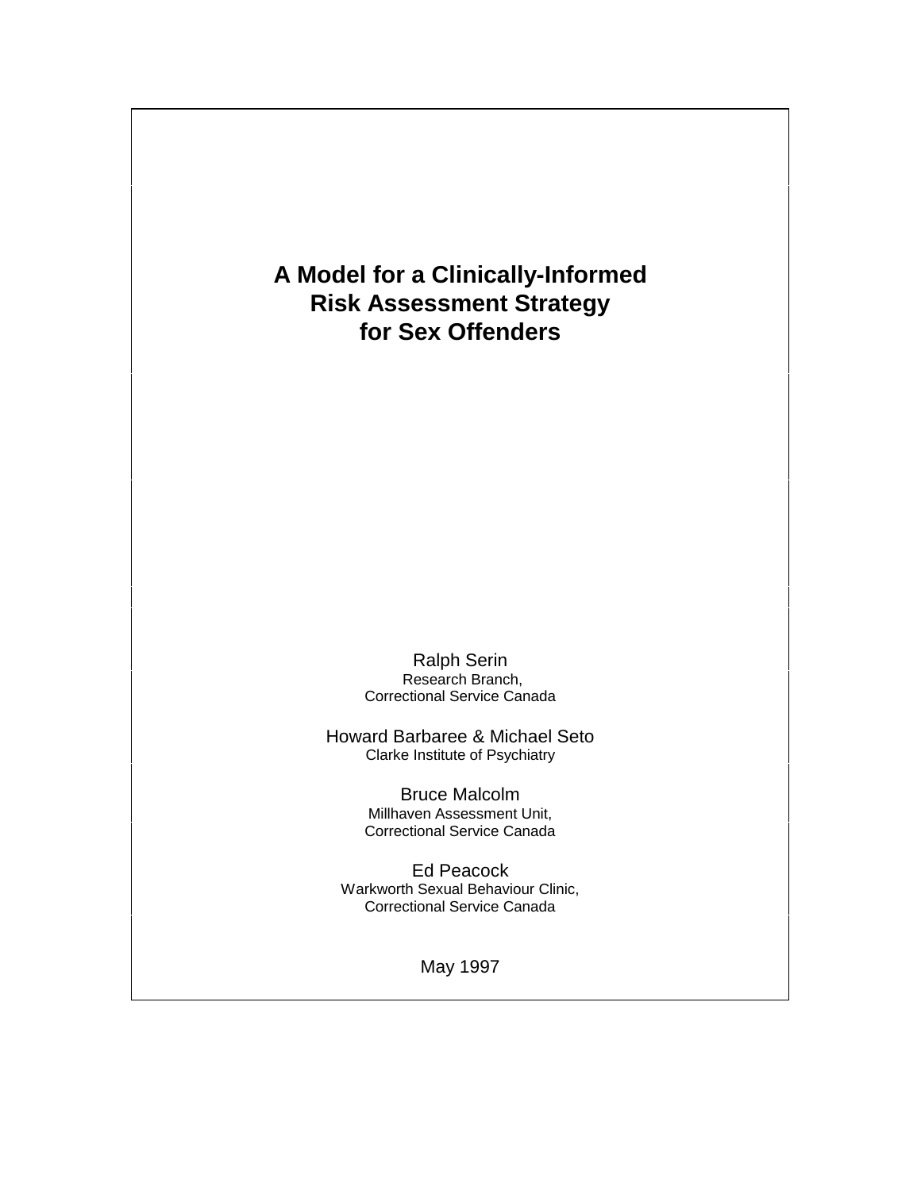# A Model for a Clinically-Informed Risk Assessment Strategy for Sex Offenders

Ralph Serin
Research Branch,
Correctional Service Canada

Howard Barbaree & Michael Seto
Clarke Institute of Psychiatry

Bruce Malcolm
Millhaven Assessment Unit,
Correctional Service Canada

Ed Peacock
Warkworth Sexual Behaviour Clinic,
Correctional Service Canada

May 1997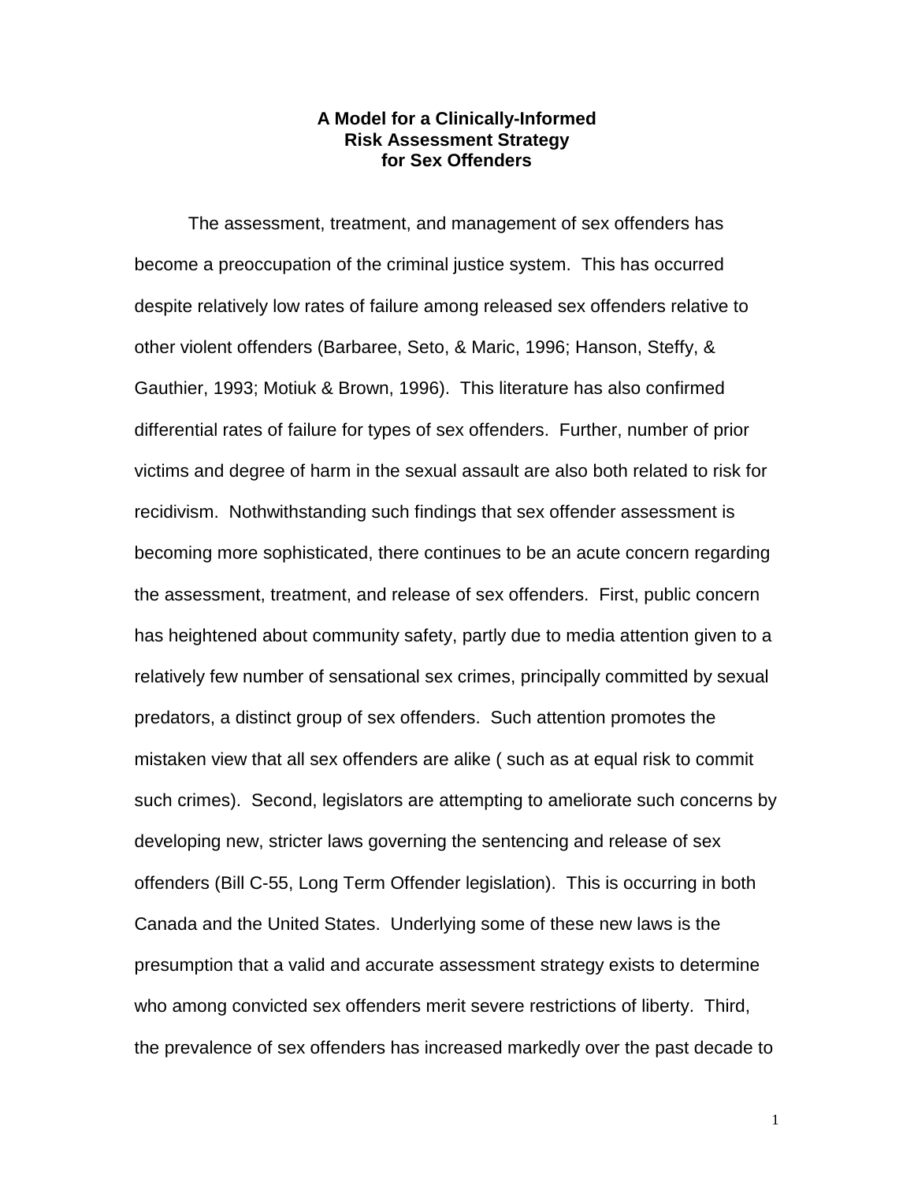# A Model for a Clinically-Informed Risk Assessment Strategy for Sex Offenders

The assessment, treatment, and management of sex offenders has become a preoccupation of the criminal justice system. This has occurred despite relatively low rates of failure among released sex offenders relative to other violent offenders (Barbaree, Seto, & Maric, 1996; Hanson, Steffy, & Gauthier, 1993; Motiuk & Brown, 1996). This literature has also confirmed differential rates of failure for types of sex offenders. Further, number of prior victims and degree of harm in the sexual assault are also both related to risk for recidivism. Nothwithstanding such findings that sex offender assessment is becoming more sophisticated, there continues to be an acute concern regarding the assessment, treatment, and release of sex offenders. First, public concern has heightened about community safety, partly due to media attention given to a relatively few number of sensational sex crimes, principally committed by sexual predators, a distinct group of sex offenders. Such attention promotes the mistaken view that all sex offenders are alike ( such as at equal risk to commit such crimes). Second, legislators are attempting to ameliorate such concerns by developing new, stricter laws governing the sentencing and release of sex offenders (Bill C-55, Long Term Offender legislation). This is occurring in both Canada and the United States. Underlying some of these new laws is the presumption that a valid and accurate assessment strategy exists to determine who among convicted sex offenders merit severe restrictions of liberty. Third, the prevalence of sex offenders has increased markedly over the past decade to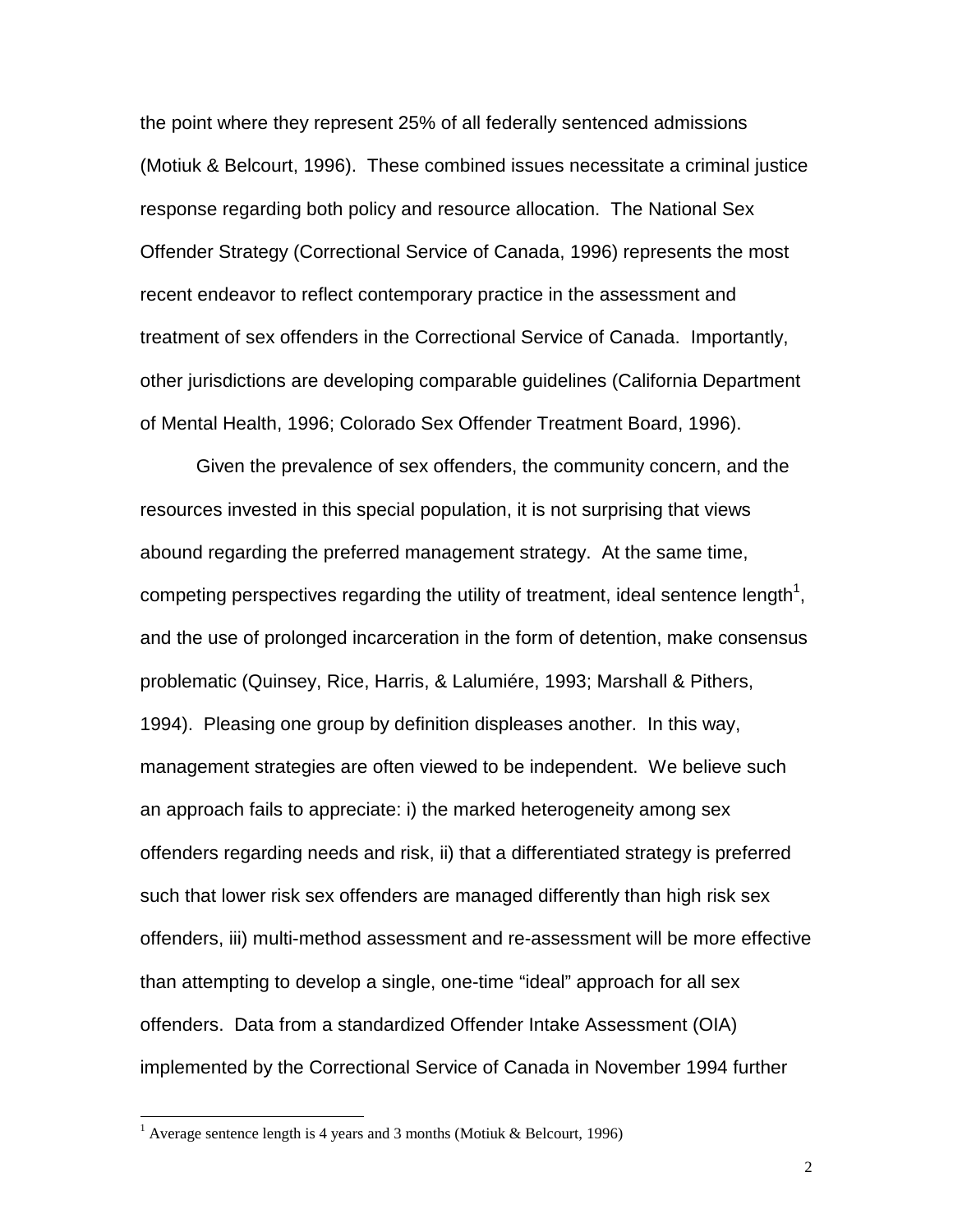the point where they represent 25% of all federally sentenced admissions (Motiuk & Belcourt, 1996). These combined issues necessitate a criminal justice response regarding both policy and resource allocation. The National Sex Offender Strategy (Correctional Service of Canada, 1996) represents the most recent endeavor to reflect contemporary practice in the assessment and treatment of sex offenders in the Correctional Service of Canada. Importantly, other jurisdictions are developing comparable guidelines (California Department of Mental Health, 1996; Colorado Sex Offender Treatment Board, 1996).

Given the prevalence of sex offenders, the community concern, and the resources invested in this special population, it is not surprising that views abound regarding the preferred management strategy. At the same time, competing perspectives regarding the utility of treatment, ideal sentence length[1], and the use of prolonged incarceration in the form of detention, make consensus problematic (Quinsey, Rice, Harris, & Lalumiére, 1993; Marshall & Pithers, 1994). Pleasing one group by definition displeases another. In this way, management strategies are often viewed to be independent. We believe such an approach fails to appreciate: i) the marked heterogeneity among sex offenders regarding needs and risk, ii) that a differentiated strategy is preferred such that lower risk sex offenders are managed differently than high risk sex offenders, iii) multi-method assessment and re-assessment will be more effective than attempting to develop a single, one-time "ideal" approach for all sex offenders. Data from a standardized Offender Intake Assessment (OIA) implemented by the Correctional Service of Canada in November 1994 further

[1] Average sentence length is 4 years and 3 months (Motiuk & Belcourt, 1996)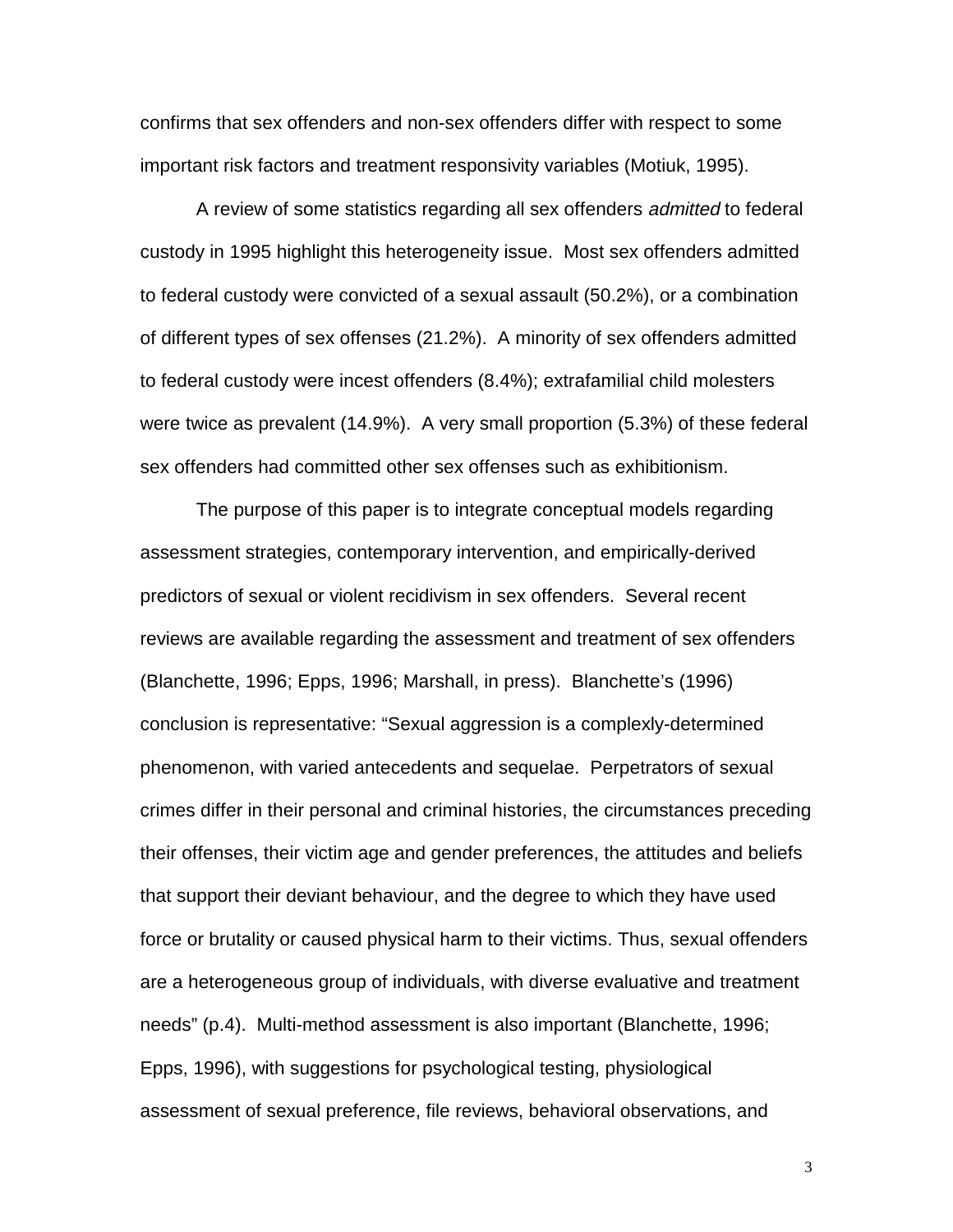confirms that sex offenders and non-sex offenders differ with respect to some important risk factors and treatment responsivity variables (Motiuk, 1995).

A review of some statistics regarding all sex offenders *admitted* to federal custody in 1995 highlight this heterogeneity issue. Most sex offenders admitted to federal custody were convicted of a sexual assault (50.2%), or a combination of different types of sex offenses (21.2%). A minority of sex offenders admitted to federal custody were incest offenders (8.4%); extrafamilial child molesters were twice as prevalent (14.9%). A very small proportion (5.3%) of these federal sex offenders had committed other sex offenses such as exhibitionism.

The purpose of this paper is to integrate conceptual models regarding assessment strategies, contemporary intervention, and empirically-derived predictors of sexual or violent recidivism in sex offenders. Several recent reviews are available regarding the assessment and treatment of sex offenders (Blanchette, 1996; Epps, 1996; Marshall, in press). Blanchette's (1996) conclusion is representative: "Sexual aggression is a complexly-determined phenomenon, with varied antecedents and sequelae. Perpetrators of sexual crimes differ in their personal and criminal histories, the circumstances preceding their offenses, their victim age and gender preferences, the attitudes and beliefs that support their deviant behaviour, and the degree to which they have used force or brutality or caused physical harm to their victims. Thus, sexual offenders are a heterogeneous group of individuals, with diverse evaluative and treatment needs" (p.4). Multi-method assessment is also important (Blanchette, 1996; Epps, 1996), with suggestions for psychological testing, physiological assessment of sexual preference, file reviews, behavioral observations, and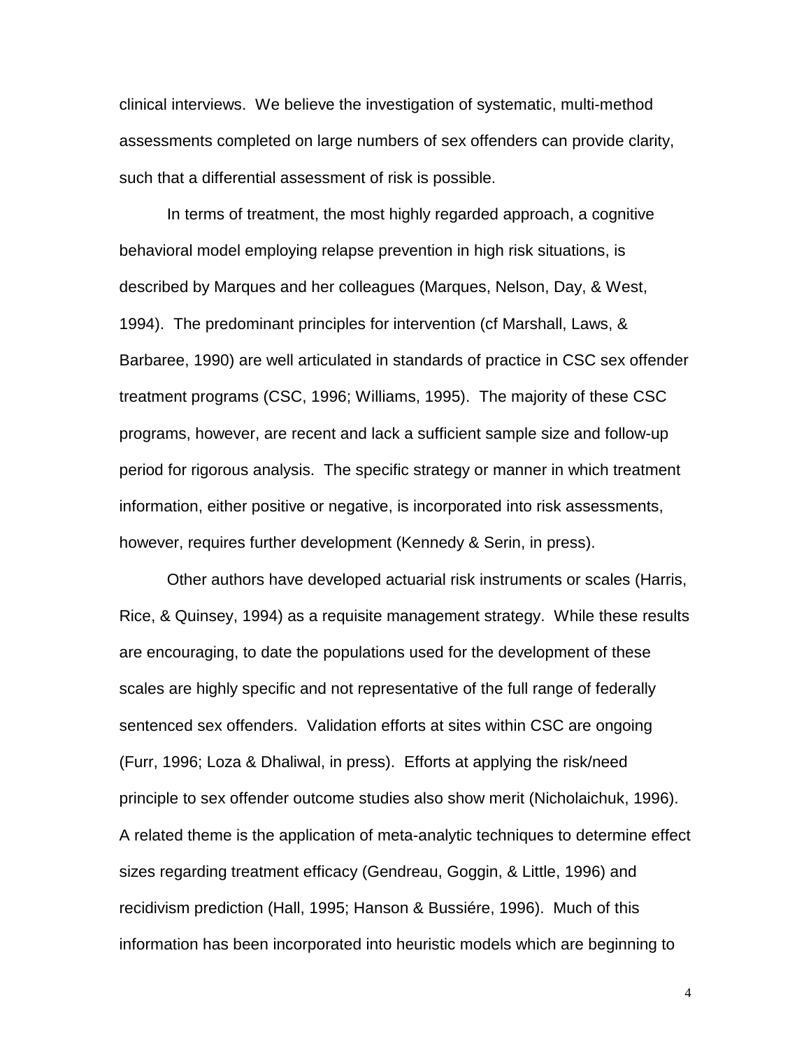clinical interviews. We believe the investigation of systematic, multi-method assessments completed on large numbers of sex offenders can provide clarity, such that a differential assessment of risk is possible.

In terms of treatment, the most highly regarded approach, a cognitive behavioral model employing relapse prevention in high risk situations, is described by Marques and her colleagues (Marques, Nelson, Day, & West, 1994). The predominant principles for intervention (cf Marshall, Laws, & Barbaree, 1990) are well articulated in standards of practice in CSC sex offender treatment programs (CSC, 1996; Williams, 1995). The majority of these CSC programs, however, are recent and lack a sufficient sample size and follow-up period for rigorous analysis. The specific strategy or manner in which treatment information, either positive or negative, is incorporated into risk assessments, however, requires further development (Kennedy & Serin, in press).

Other authors have developed actuarial risk instruments or scales (Harris, Rice, & Quinsey, 1994) as a requisite management strategy. While these results are encouraging, to date the populations used for the development of these scales are highly specific and not representative of the full range of federally sentenced sex offenders. Validation efforts at sites within CSC are ongoing (Furr, 1996; Loza & Dhaliwal, in press). Efforts at applying the risk/need principle to sex offender outcome studies also show merit (Nicholaichuk, 1996). A related theme is the application of meta-analytic techniques to determine effect sizes regarding treatment efficacy (Gendreau, Goggin, & Little, 1996) and recidivism prediction (Hall, 1995; Hanson & Bussiére, 1996). Much of this information has been incorporated into heuristic models which are beginning to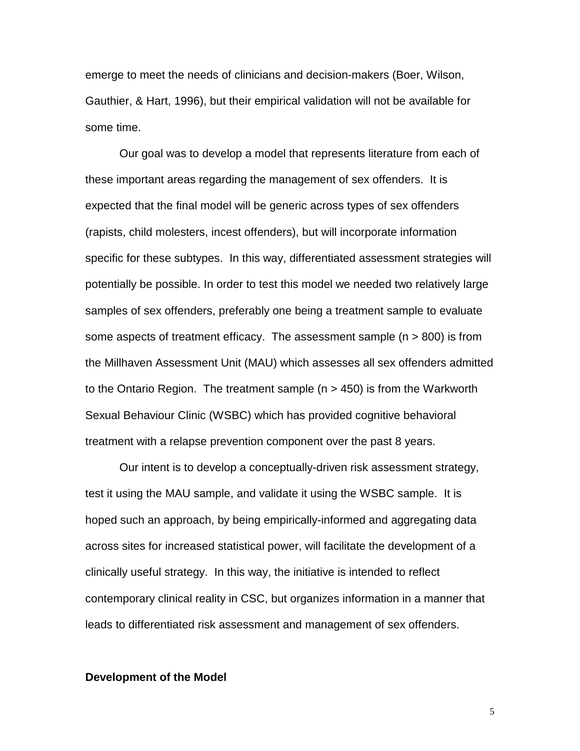emerge to meet the needs of clinicians and decision-makers (Boer, Wilson, Gauthier, & Hart, 1996), but their empirical validation will not be available for some time.

Our goal was to develop a model that represents literature from each of these important areas regarding the management of sex offenders. It is expected that the final model will be generic across types of sex offenders (rapists, child molesters, incest offenders), but will incorporate information specific for these subtypes. In this way, differentiated assessment strategies will potentially be possible. In order to test this model we needed two relatively large samples of sex offenders, preferably one being a treatment sample to evaluate some aspects of treatment efficacy. The assessment sample (n > 800) is from the Millhaven Assessment Unit (MAU) which assesses all sex offenders admitted to the Ontario Region. The treatment sample (n > 450) is from the Warkworth Sexual Behaviour Clinic (WSBC) which has provided cognitive behavioral treatment with a relapse prevention component over the past 8 years.

Our intent is to develop a conceptually-driven risk assessment strategy, test it using the MAU sample, and validate it using the WSBC sample. It is hoped such an approach, by being empirically-informed and aggregating data across sites for increased statistical power, will facilitate the development of a clinically useful strategy. In this way, the initiative is intended to reflect contemporary clinical reality in CSC, but organizes information in a manner that leads to differentiated risk assessment and management of sex offenders.

**Development of the Model**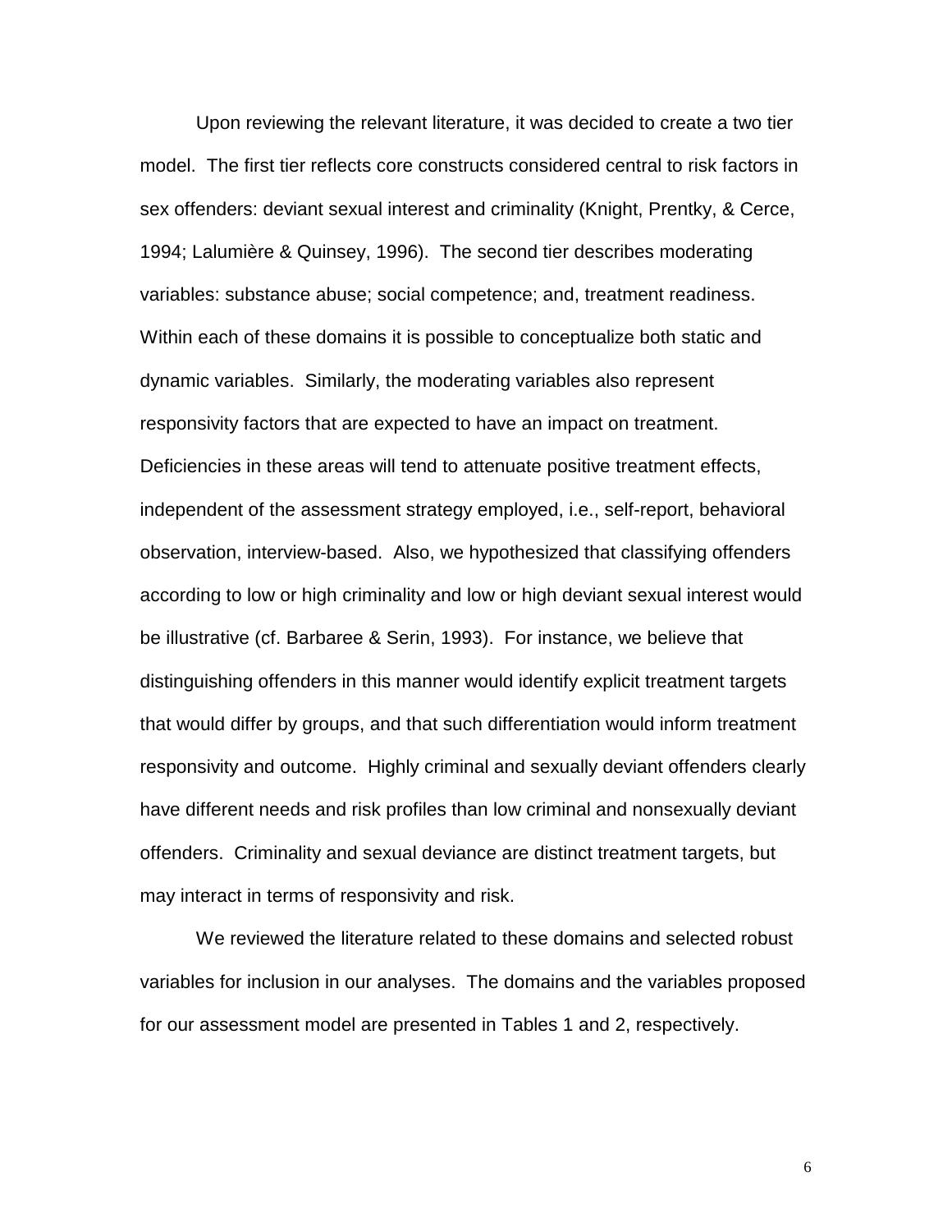Upon reviewing the relevant literature, it was decided to create a two tier model. The first tier reflects core constructs considered central to risk factors in sex offenders: deviant sexual interest and criminality (Knight, Prentky, & Cerce, 1994; Lalumière & Quinsey, 1996). The second tier describes moderating variables: substance abuse; social competence; and, treatment readiness. Within each of these domains it is possible to conceptualize both static and dynamic variables. Similarly, the moderating variables also represent responsivity factors that are expected to have an impact on treatment. Deficiencies in these areas will tend to attenuate positive treatment effects, independent of the assessment strategy employed, i.e., self-report, behavioral observation, interview-based. Also, we hypothesized that classifying offenders according to low or high criminality and low or high deviant sexual interest would be illustrative (cf. Barbaree & Serin, 1993). For instance, we believe that distinguishing offenders in this manner would identify explicit treatment targets that would differ by groups, and that such differentiation would inform treatment responsivity and outcome. Highly criminal and sexually deviant offenders clearly have different needs and risk profiles than low criminal and nonsexually deviant offenders. Criminality and sexual deviance are distinct treatment targets, but may interact in terms of responsivity and risk.

We reviewed the literature related to these domains and selected robust variables for inclusion in our analyses. The domains and the variables proposed for our assessment model are presented in Tables 1 and 2, respectively.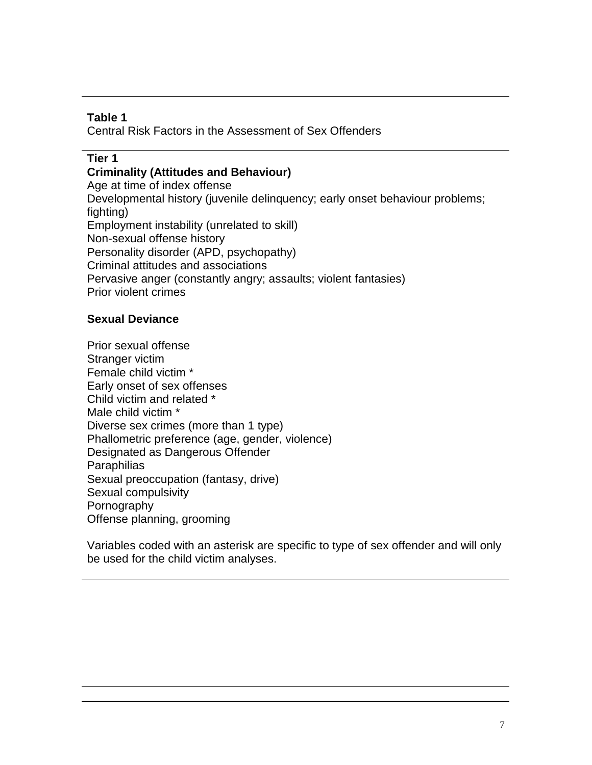**Table 1**
Central Risk Factors in the Assessment of Sex Offenders

**Tier 1**

**Criminality (Attitudes and Behaviour)**

Age at time of index offense
Developmental history (juvenile delinquency; early onset behaviour problems; fighting)
Employment instability (unrelated to skill)
Non-sexual offense history
Personality disorder (APD, psychopathy)
Criminal attitudes and associations
Pervasive anger (constantly angry; assaults; violent fantasies)
Prior violent crimes

**Sexual Deviance**

Prior sexual offense
Stranger victim
Female child victim *
Early onset of sex offenses
Child victim and related *
Male child victim *
Diverse sex crimes (more than 1 type)
Phallometric preference (age, gender, violence)
Designated as Dangerous Offender
Paraphilias
Sexual preoccupation (fantasy, drive)
Sexual compulsivity
Pornography
Offense planning, grooming

Variables coded with an asterisk are specific to type of sex offender and will only be used for the child victim analyses.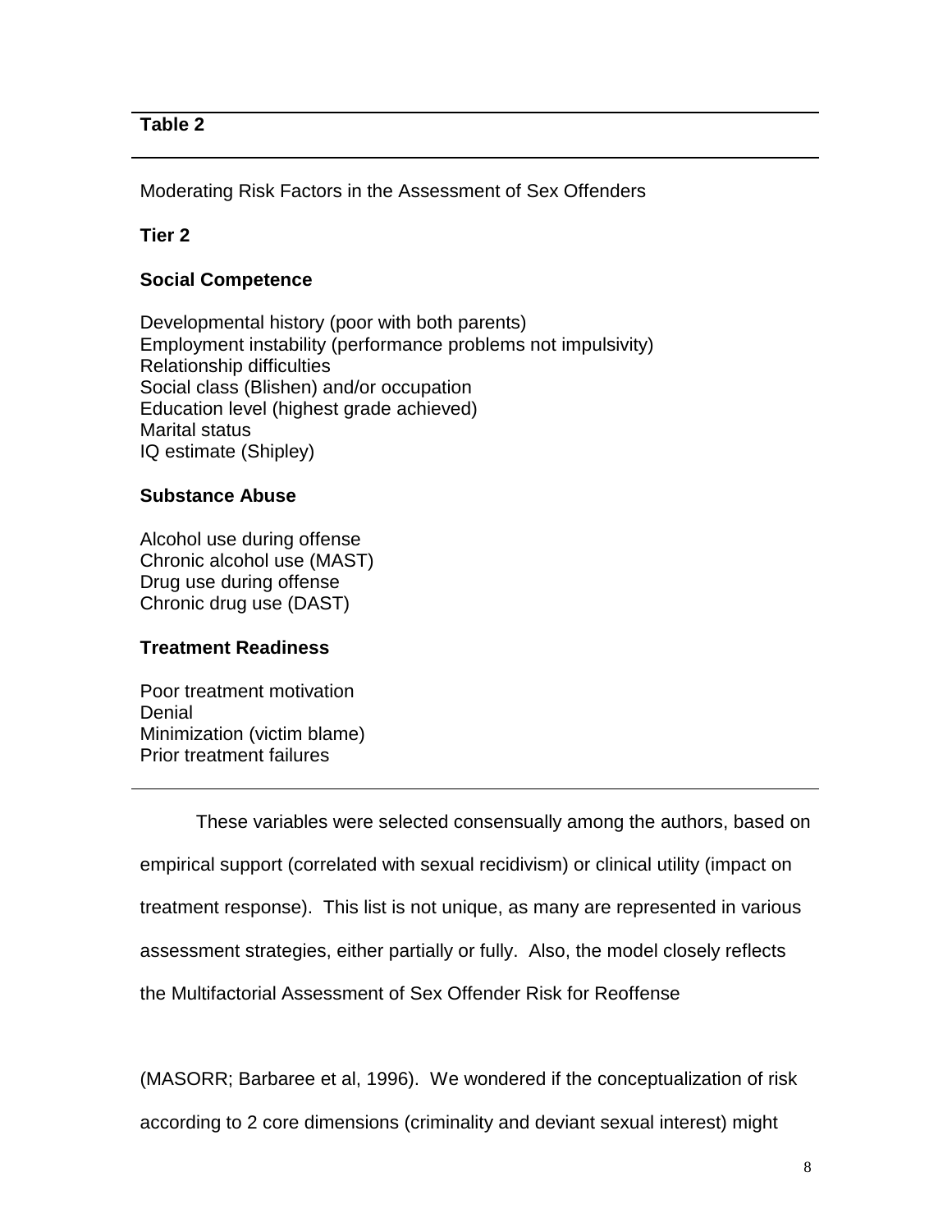**Table 2**

Moderating Risk Factors in the Assessment of Sex Offenders

**Tier 2**

**Social Competence**

Developmental history (poor with both parents)
Employment instability (performance problems not impulsivity)
Relationship difficulties
Social class (Blishen) and/or occupation
Education level (highest grade achieved)
Marital status
IQ estimate (Shipley)

**Substance Abuse**

Alcohol use during offense
Chronic alcohol use (MAST)
Drug use during offense
Chronic drug use (DAST)

**Treatment Readiness**

Poor treatment motivation
Denial
Minimization (victim blame)
Prior treatment failures

---

These variables were selected consensually among the authors, based on empirical support (correlated with sexual recidivism) or clinical utility (impact on treatment response). This list is not unique, as many are represented in various assessment strategies, either partially or fully. Also, the model closely reflects the Multifactorial Assessment of Sex Offender Risk for Reoffense (MASORR; Barbaree et al, 1996). We wondered if the conceptualization of risk according to 2 core dimensions (criminality and deviant sexual interest) might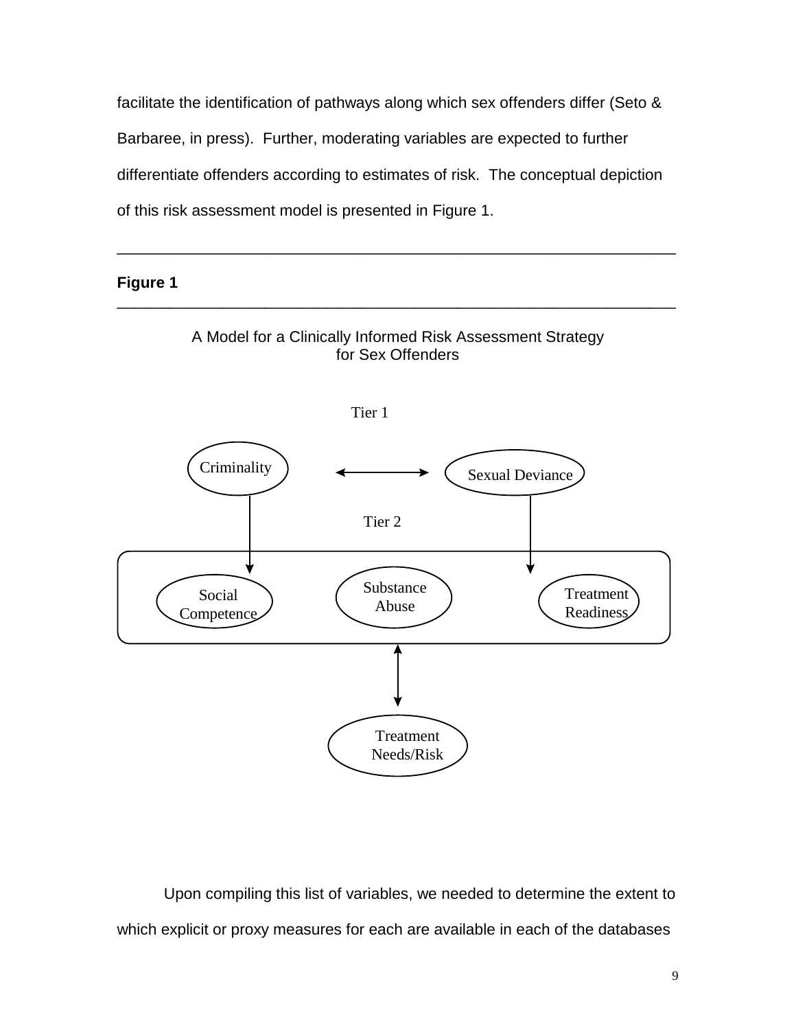facilitate the identification of pathways along which sex offenders differ (Seto & Barbaree, in press). Further, moderating variables are expected to further differentiate offenders according to estimates of risk. The conceptual depiction of this risk assessment model is presented in Figure 1.

---

**Figure 1**

---

A Model for a Clinically Informed Risk Assessment Strategy for Sex Offenders

Tier 1

Criminality ↔ Sexual Deviance

Tier 2

Social Competence | Substance Abuse | Treatment Readiness

Treatment Needs/Risk

Upon compiling this list of variables, we needed to determine the extent to which explicit or proxy measures for each are available in each of the databases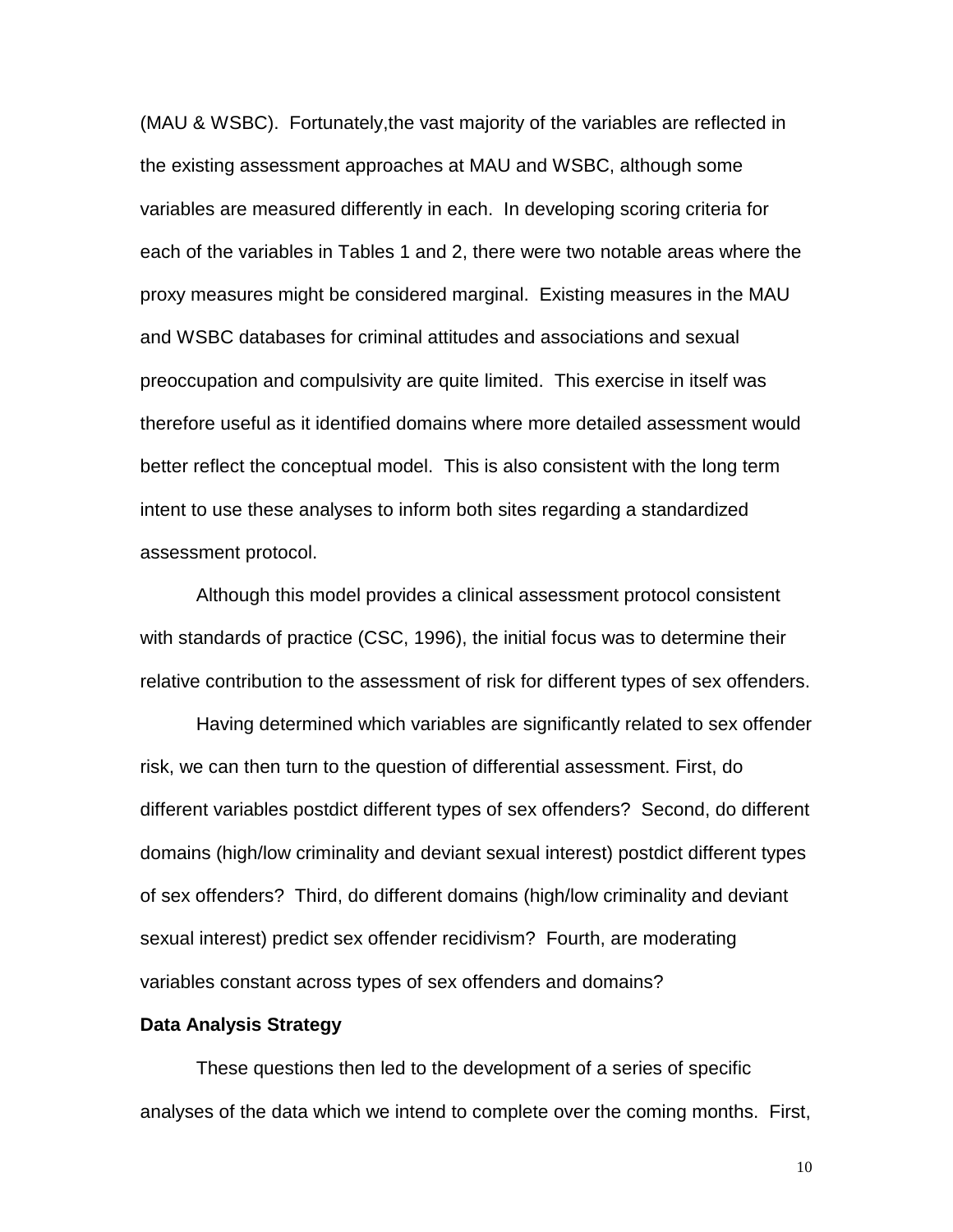(MAU & WSBC). Fortunately,the vast majority of the variables are reflected in the existing assessment approaches at MAU and WSBC, although some variables are measured differently in each. In developing scoring criteria for each of the variables in Tables 1 and 2, there were two notable areas where the proxy measures might be considered marginal. Existing measures in the MAU and WSBC databases for criminal attitudes and associations and sexual preoccupation and compulsivity are quite limited. This exercise in itself was therefore useful as it identified domains where more detailed assessment would better reflect the conceptual model. This is also consistent with the long term intent to use these analyses to inform both sites regarding a standardized assessment protocol.

Although this model provides a clinical assessment protocol consistent with standards of practice (CSC, 1996), the initial focus was to determine their relative contribution to the assessment of risk for different types of sex offenders.

Having determined which variables are significantly related to sex offender risk, we can then turn to the question of differential assessment. First, do different variables postdict different types of sex offenders? Second, do different domains (high/low criminality and deviant sexual interest) postdict different types of sex offenders? Third, do different domains (high/low criminality and deviant sexual interest) predict sex offender recidivism? Fourth, are moderating variables constant across types of sex offenders and domains?

**Data Analysis Strategy**

These questions then led to the development of a series of specific analyses of the data which we intend to complete over the coming months. First,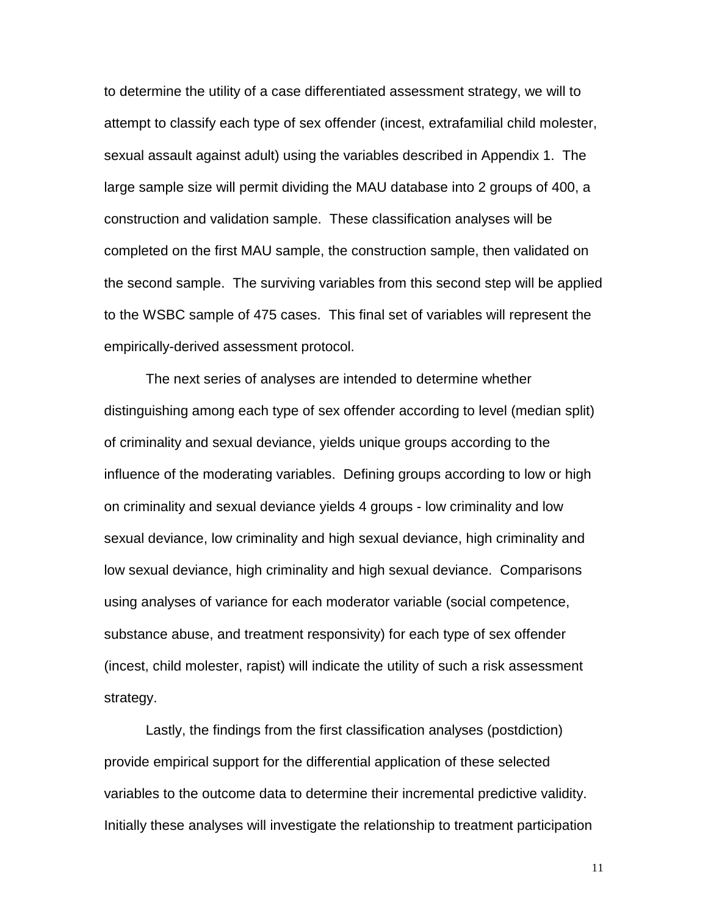to determine the utility of a case differentiated assessment strategy, we will to attempt to classify each type of sex offender (incest, extrafamilial child molester, sexual assault against adult) using the variables described in Appendix 1. The large sample size will permit dividing the MAU database into 2 groups of 400, a construction and validation sample. These classification analyses will be completed on the first MAU sample, the construction sample, then validated on the second sample. The surviving variables from this second step will be applied to the WSBC sample of 475 cases. This final set of variables will represent the empirically-derived assessment protocol.

The next series of analyses are intended to determine whether distinguishing among each type of sex offender according to level (median split) of criminality and sexual deviance, yields unique groups according to the influence of the moderating variables. Defining groups according to low or high on criminality and sexual deviance yields 4 groups - low criminality and low sexual deviance, low criminality and high sexual deviance, high criminality and low sexual deviance, high criminality and high sexual deviance. Comparisons using analyses of variance for each moderator variable (social competence, substance abuse, and treatment responsivity) for each type of sex offender (incest, child molester, rapist) will indicate the utility of such a risk assessment strategy.

Lastly, the findings from the first classification analyses (postdiction) provide empirical support for the differential application of these selected variables to the outcome data to determine their incremental predictive validity. Initially these analyses will investigate the relationship to treatment participation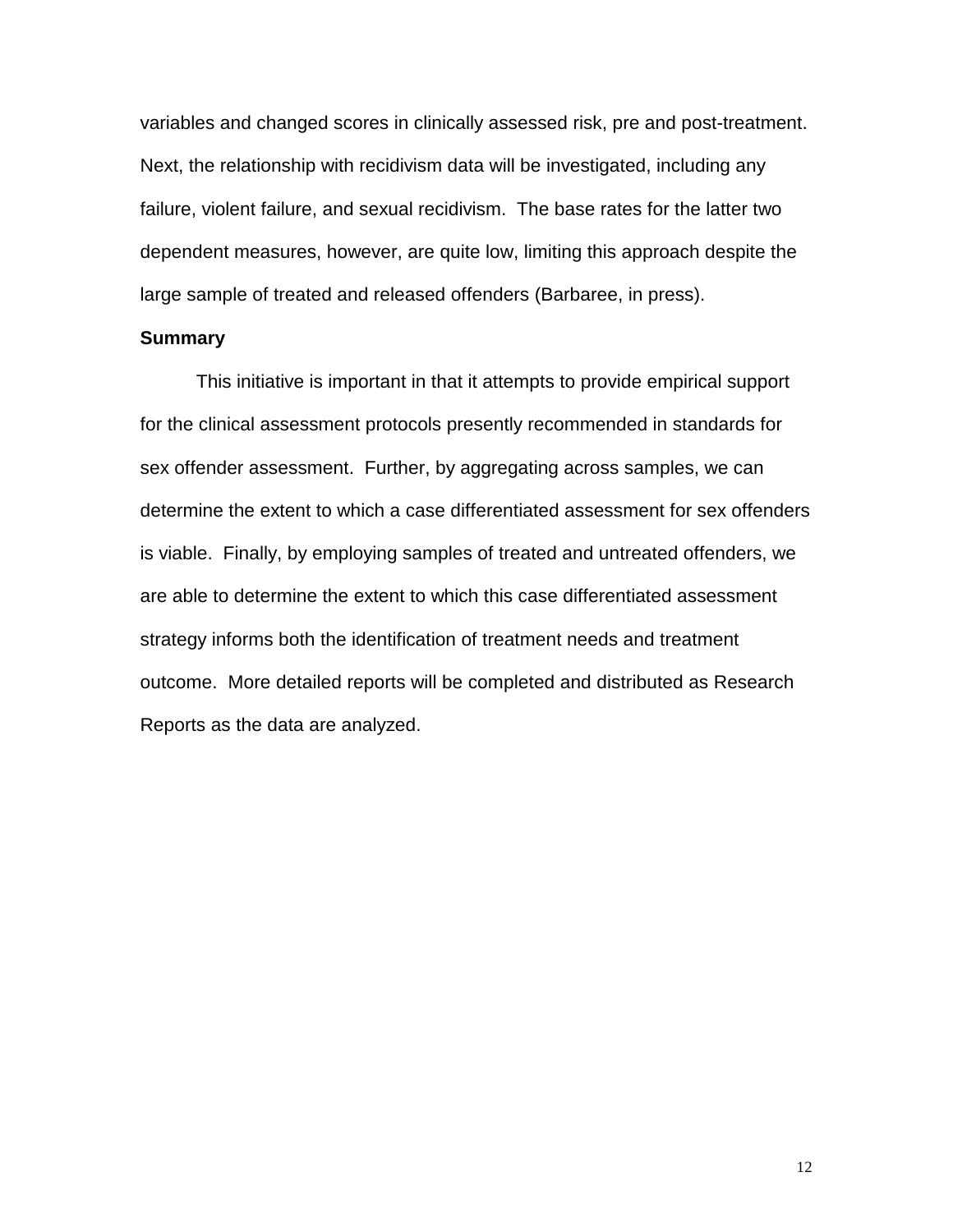variables and changed scores in clinically assessed risk, pre and post-treatment. Next, the relationship with recidivism data will be investigated, including any failure, violent failure, and sexual recidivism. The base rates for the latter two dependent measures, however, are quite low, limiting this approach despite the large sample of treated and released offenders (Barbaree, in press).

**Summary**

This initiative is important in that it attempts to provide empirical support for the clinical assessment protocols presently recommended in standards for sex offender assessment. Further, by aggregating across samples, we can determine the extent to which a case differentiated assessment for sex offenders is viable. Finally, by employing samples of treated and untreated offenders, we are able to determine the extent to which this case differentiated assessment strategy informs both the identification of treatment needs and treatment outcome. More detailed reports will be completed and distributed as Research Reports as the data are analyzed.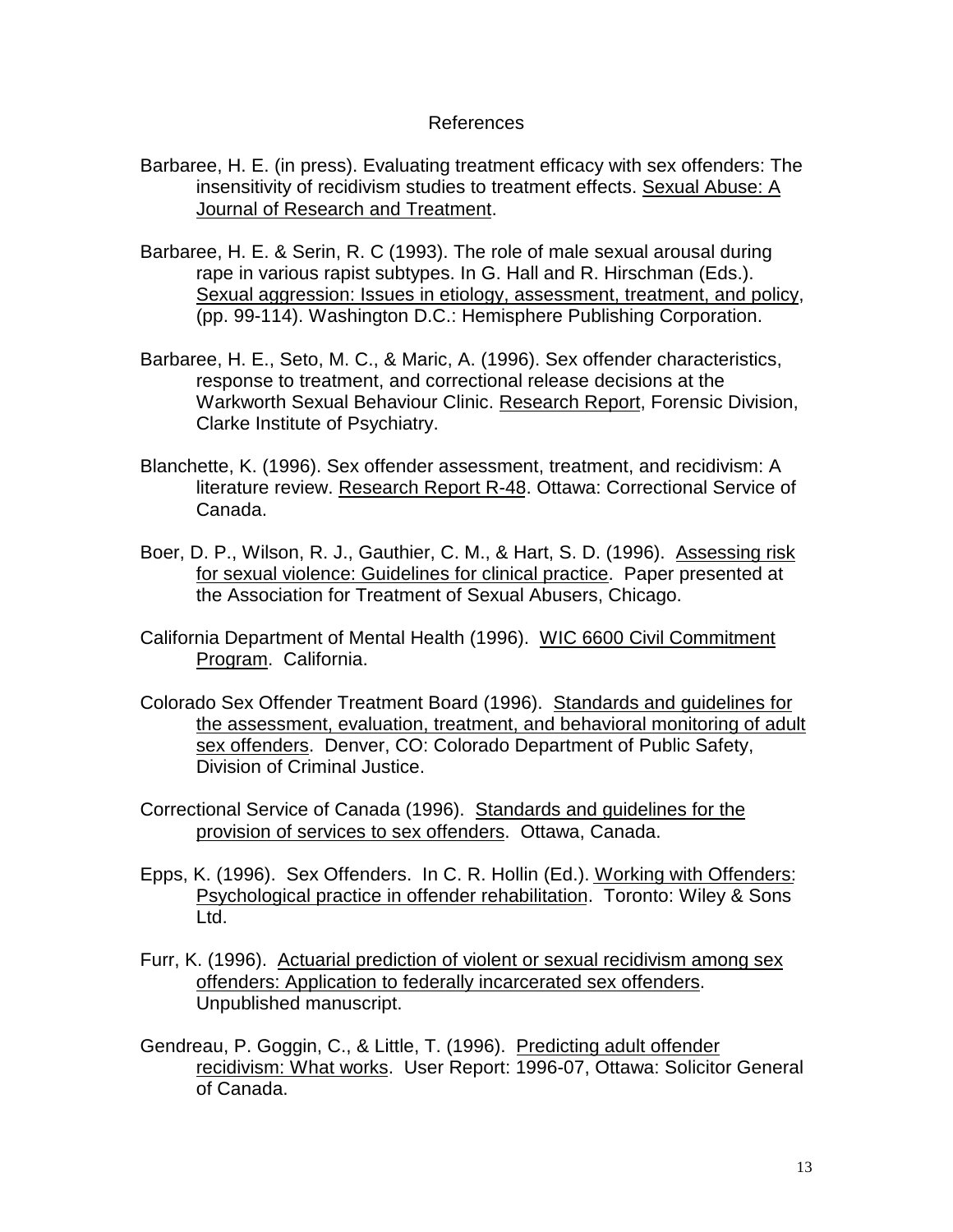## References

Barbaree, H. E. (in press). Evaluating treatment efficacy with sex offenders: The insensitivity of recidivism studies to treatment effects. Sexual Abuse: A Journal of Research and Treatment.

Barbaree, H. E. & Serin, R. C (1993). The role of male sexual arousal during rape in various rapist subtypes. In G. Hall and R. Hirschman (Eds.). Sexual aggression: Issues in etiology, assessment, treatment, and policy, (pp. 99-114). Washington D.C.: Hemisphere Publishing Corporation.

Barbaree, H. E., Seto, M. C., & Maric, A. (1996). Sex offender characteristics, response to treatment, and correctional release decisions at the Warkworth Sexual Behaviour Clinic. Research Report, Forensic Division, Clarke Institute of Psychiatry.

Blanchette, K. (1996). Sex offender assessment, treatment, and recidivism: A literature review. Research Report R-48. Ottawa: Correctional Service of Canada.

Boer, D. P., Wilson, R. J., Gauthier, C. M., & Hart, S. D. (1996). Assessing risk for sexual violence: Guidelines for clinical practice. Paper presented at the Association for Treatment of Sexual Abusers, Chicago.

California Department of Mental Health (1996). WIC 6600 Civil Commitment Program. California.

Colorado Sex Offender Treatment Board (1996). Standards and guidelines for the assessment, evaluation, treatment, and behavioral monitoring of adult sex offenders. Denver, CO: Colorado Department of Public Safety, Division of Criminal Justice.

Correctional Service of Canada (1996). Standards and guidelines for the provision of services to sex offenders. Ottawa, Canada.

Epps, K. (1996). Sex Offenders. In C. R. Hollin (Ed.). Working with Offenders: Psychological practice in offender rehabilitation. Toronto: Wiley & Sons Ltd.

Furr, K. (1996). Actuarial prediction of violent or sexual recidivism among sex offenders: Application to federally incarcerated sex offenders. Unpublished manuscript.

Gendreau, P. Goggin, C., & Little, T. (1996). Predicting adult offender recidivism: What works. User Report: 1996-07, Ottawa: Solicitor General of Canada.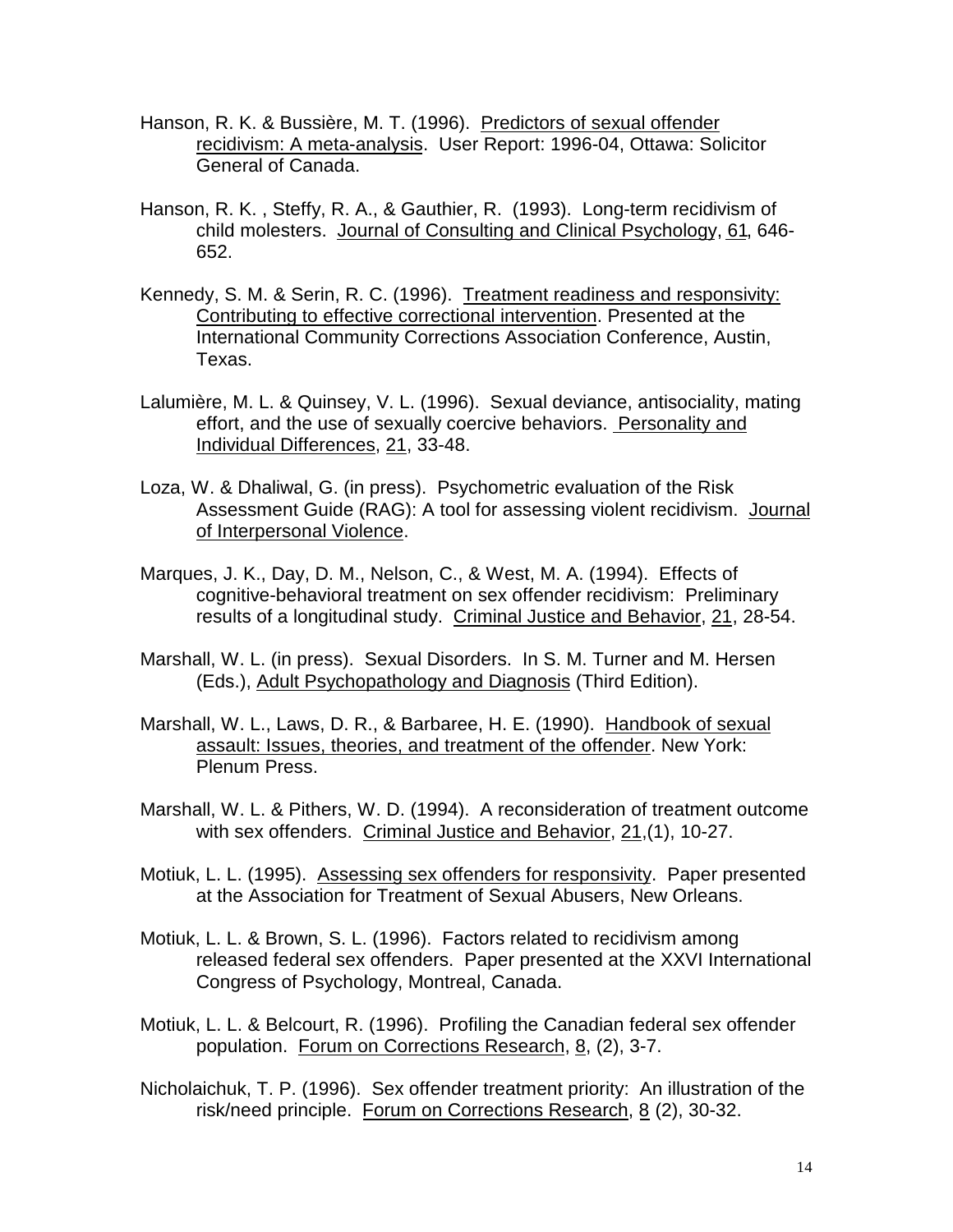Hanson, R. K. & Bussière, M. T. (1996). Predictors of sexual offender recidivism: A meta-analysis. User Report: 1996-04, Ottawa: Solicitor General of Canada.

Hanson, R. K. , Steffy, R. A., & Gauthier, R. (1993). Long-term recidivism of child molesters. Journal of Consulting and Clinical Psychology, 61, 646-652.

Kennedy, S. M. & Serin, R. C. (1996). Treatment readiness and responsivity: Contributing to effective correctional intervention. Presented at the International Community Corrections Association Conference, Austin, Texas.

Lalumière, M. L. & Quinsey, V. L. (1996). Sexual deviance, antisociality, mating effort, and the use of sexually coercive behaviors. Personality and Individual Differences, 21, 33-48.

Loza, W. & Dhaliwal, G. (in press). Psychometric evaluation of the Risk Assessment Guide (RAG): A tool for assessing violent recidivism. Journal of Interpersonal Violence.

Marques, J. K., Day, D. M., Nelson, C., & West, M. A. (1994). Effects of cognitive-behavioral treatment on sex offender recidivism: Preliminary results of a longitudinal study. Criminal Justice and Behavior, 21, 28-54.

Marshall, W. L. (in press). Sexual Disorders. In S. M. Turner and M. Hersen (Eds.), Adult Psychopathology and Diagnosis (Third Edition).

Marshall, W. L., Laws, D. R., & Barbaree, H. E. (1990). Handbook of sexual assault: Issues, theories, and treatment of the offender. New York: Plenum Press.

Marshall, W. L. & Pithers, W. D. (1994). A reconsideration of treatment outcome with sex offenders. Criminal Justice and Behavior, 21,(1), 10-27.

Motiuk, L. L. (1995). Assessing sex offenders for responsivity. Paper presented at the Association for Treatment of Sexual Abusers, New Orleans.

Motiuk, L. L. & Brown, S. L. (1996). Factors related to recidivism among released federal sex offenders. Paper presented at the XXVI International Congress of Psychology, Montreal, Canada.

Motiuk, L. L. & Belcourt, R. (1996). Profiling the Canadian federal sex offender population. Forum on Corrections Research, 8, (2), 3-7.

Nicholaichuk, T. P. (1996). Sex offender treatment priority: An illustration of the risk/need principle. Forum on Corrections Research, 8 (2), 30-32.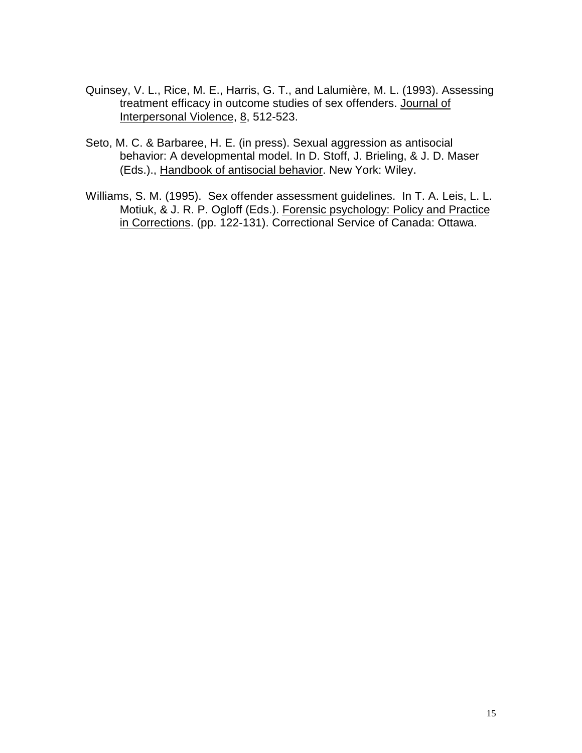Quinsey, V. L., Rice, M. E., Harris, G. T., and Lalumière, M. L. (1993). Assessing treatment efficacy in outcome studies of sex offenders. Journal of Interpersonal Violence, 8, 512-523.

Seto, M. C. & Barbaree, H. E. (in press). Sexual aggression as antisocial behavior: A developmental model. In D. Stoff, J. Brieling, & J. D. Maser (Eds.)., Handbook of antisocial behavior. New York: Wiley.

Williams, S. M. (1995). Sex offender assessment guidelines. In T. A. Leis, L. L. Motiuk, & J. R. P. Ogloff (Eds.). Forensic psychology: Policy and Practice in Corrections. (pp. 122-131). Correctional Service of Canada: Ottawa.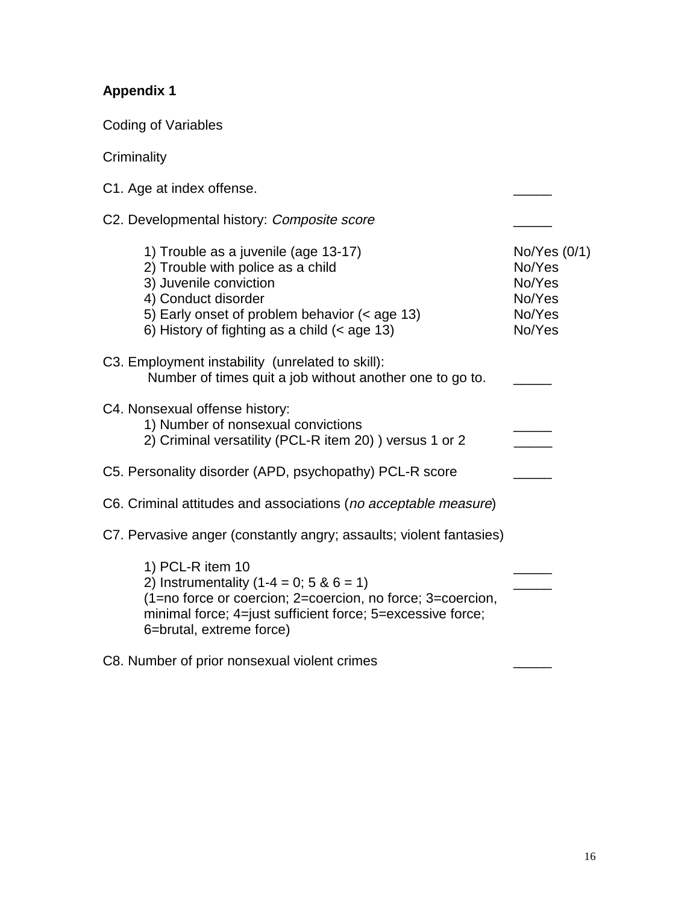**Appendix 1**

Coding of Variables

Criminality

C1. Age at index offense. _____

C2. Developmental history: *Composite score* _____

1) Trouble as a juvenile (age 13-17) No/Yes (0/1)
2) Trouble with police as a child No/Yes
3) Juvenile conviction No/Yes
4) Conduct disorder No/Yes
5) Early onset of problem behavior (< age 13) No/Yes
6) History of fighting as a child (< age 13) No/Yes

C3. Employment instability (unrelated to skill):
Number of times quit a job without another one to go to. _____

C4. Nonsexual offense history:
1) Number of nonsexual convictions _____
2) Criminal versatility (PCL-R item 20) ) versus 1 or 2 _____

C5. Personality disorder (APD, psychopathy) PCL-R score _____

C6. Criminal attitudes and associations (*no acceptable measure*)

C7. Pervasive anger (constantly angry; assaults; violent fantasies)

1) PCL-R item 10 _____
2) Instrumentality (1-4 = 0; 5 & 6 = 1) _____
(1=no force or coercion; 2=coercion, no force; 3=coercion, minimal force; 4=just sufficient force; 5=excessive force; 6=brutal, extreme force)

C8. Number of prior nonsexual violent crimes _____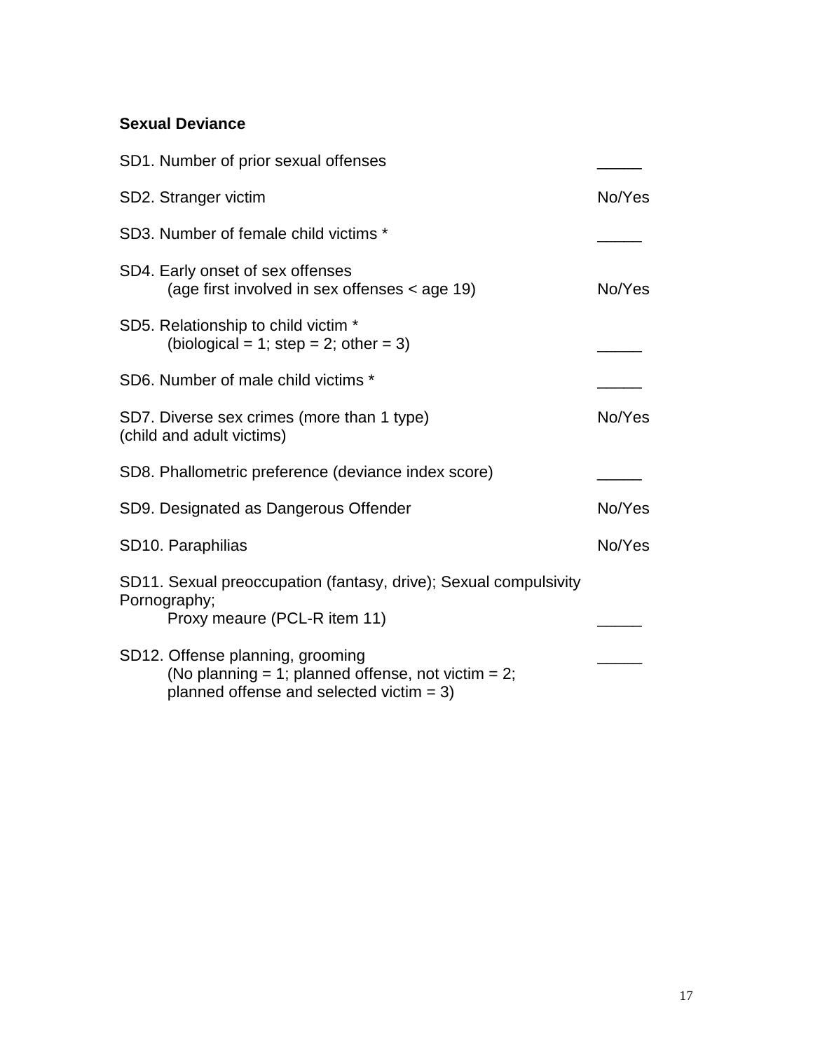**Sexual Deviance**

SD1. Number of prior sexual offenses _____

SD2. Stranger victim No/Yes

SD3. Number of female child victims * _____

SD4. Early onset of sex offenses
(age first involved in sex offenses < age 19) No/Yes

SD5. Relationship to child victim *
(biological = 1; step = 2; other = 3) _____

SD6. Number of male child victims * _____

SD7. Diverse sex crimes (more than 1 type) No/Yes
(child and adult victims)

SD8. Phallometric preference (deviance index score) _____

SD9. Designated as Dangerous Offender No/Yes

SD10. Paraphilias No/Yes

SD11. Sexual preoccupation (fantasy, drive); Sexual compulsivity
Pornography;
Proxy meaure (PCL-R item 11) _____

SD12. Offense planning, grooming _____
(No planning = 1; planned offense, not victim = 2;
planned offense and selected victim = 3)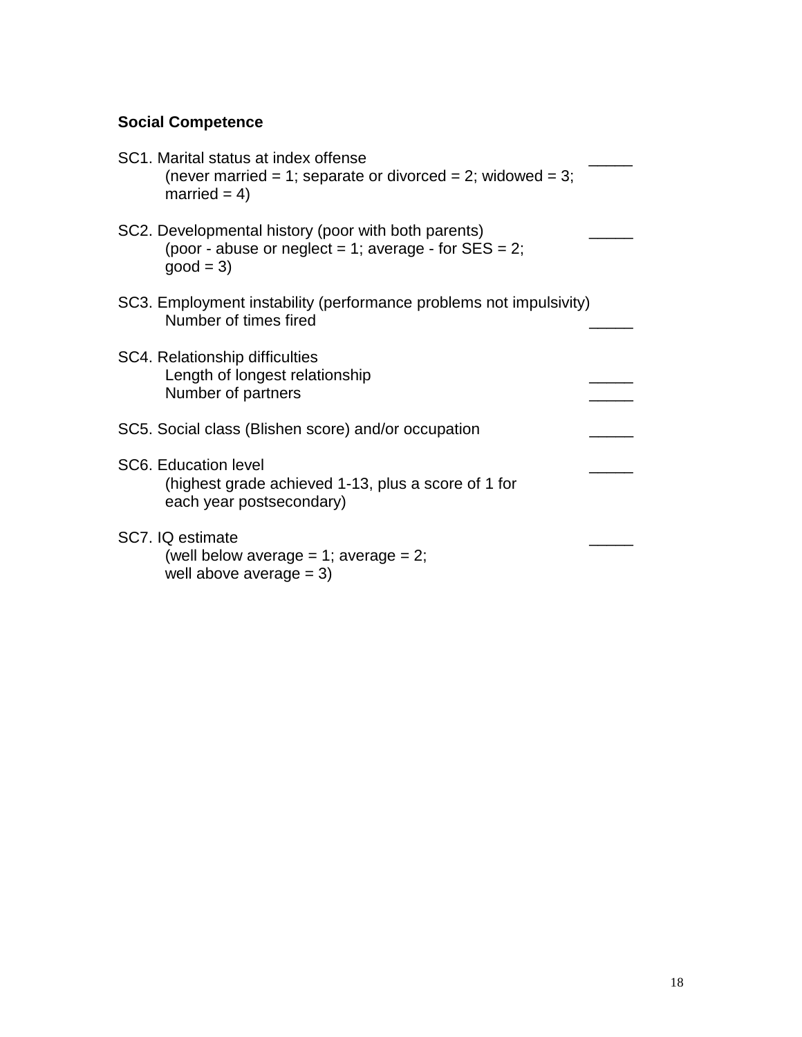**Social Competence**

SC1. Marital status at index offense _____
(never married = 1; separate or divorced = 2; widowed = 3; married = 4)

SC2. Developmental history (poor with both parents) _____
(poor - abuse or neglect = 1; average - for SES = 2; good = 3)

SC3. Employment instability (performance problems not impulsivity)
Number of times fired _____

SC4. Relationship difficulties
Length of longest relationship _____
Number of partners _____

SC5. Social class (Blishen score) and/or occupation _____

SC6. Education level _____
(highest grade achieved 1-13, plus a score of 1 for each year postsecondary)

SC7. IQ estimate _____
(well below average = 1; average = 2; well above average = 3)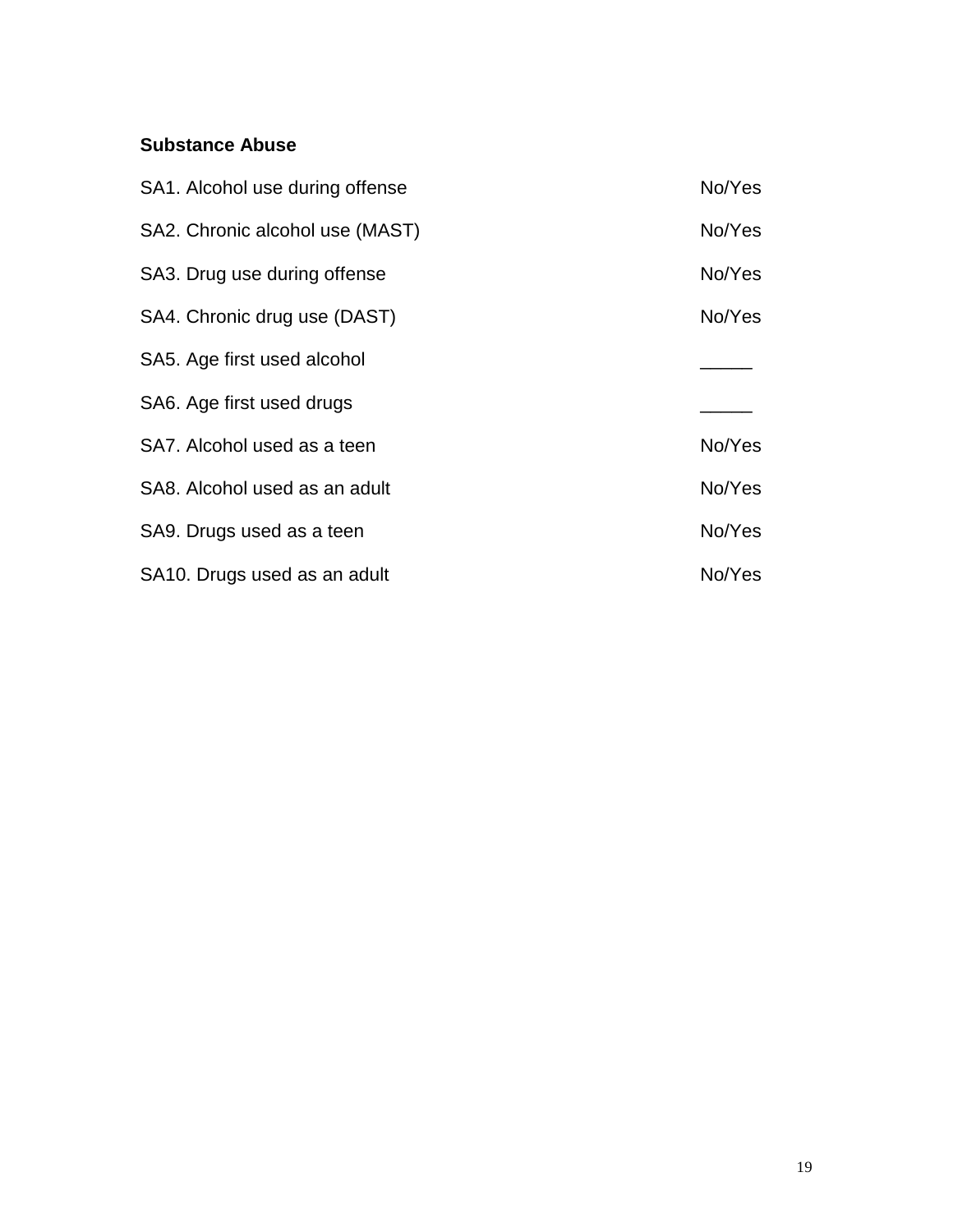**Substance Abuse**

| | |
|---|---|
| SA1. Alcohol use during offense | No/Yes |
| SA2. Chronic alcohol use (MAST) | No/Yes |
| SA3. Drug use during offense | No/Yes |
| SA4. Chronic drug use (DAST) | No/Yes |
| SA5. Age first used alcohol | _____ |
| SA6. Age first used drugs | _____ |
| SA7. Alcohol used as a teen | No/Yes |
| SA8. Alcohol used as an adult | No/Yes |
| SA9. Drugs used as a teen | No/Yes |
| SA10. Drugs used as an adult | No/Yes |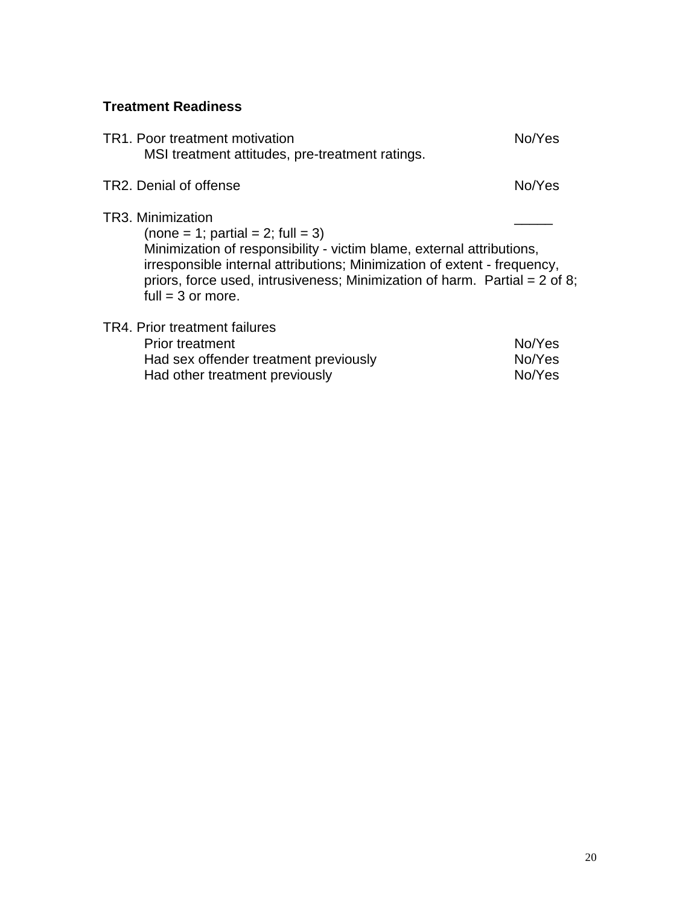**Treatment Readiness**

TR1. Poor treatment motivation No/Yes

MSI treatment attitudes, pre-treatment ratings.

TR2. Denial of offense No/Yes

TR3. Minimization _____

(none = 1; partial = 2; full = 3)

Minimization of responsibility - victim blame, external attributions, irresponsible internal attributions; Minimization of extent - frequency, priors, force used, intrusiveness; Minimization of harm. Partial = 2 of 8; full = 3 or more.

TR4. Prior treatment failures

| | |
|---|---|
| Prior treatment | No/Yes |
| Had sex offender treatment previously | No/Yes |
| Had other treatment previously | No/Yes |